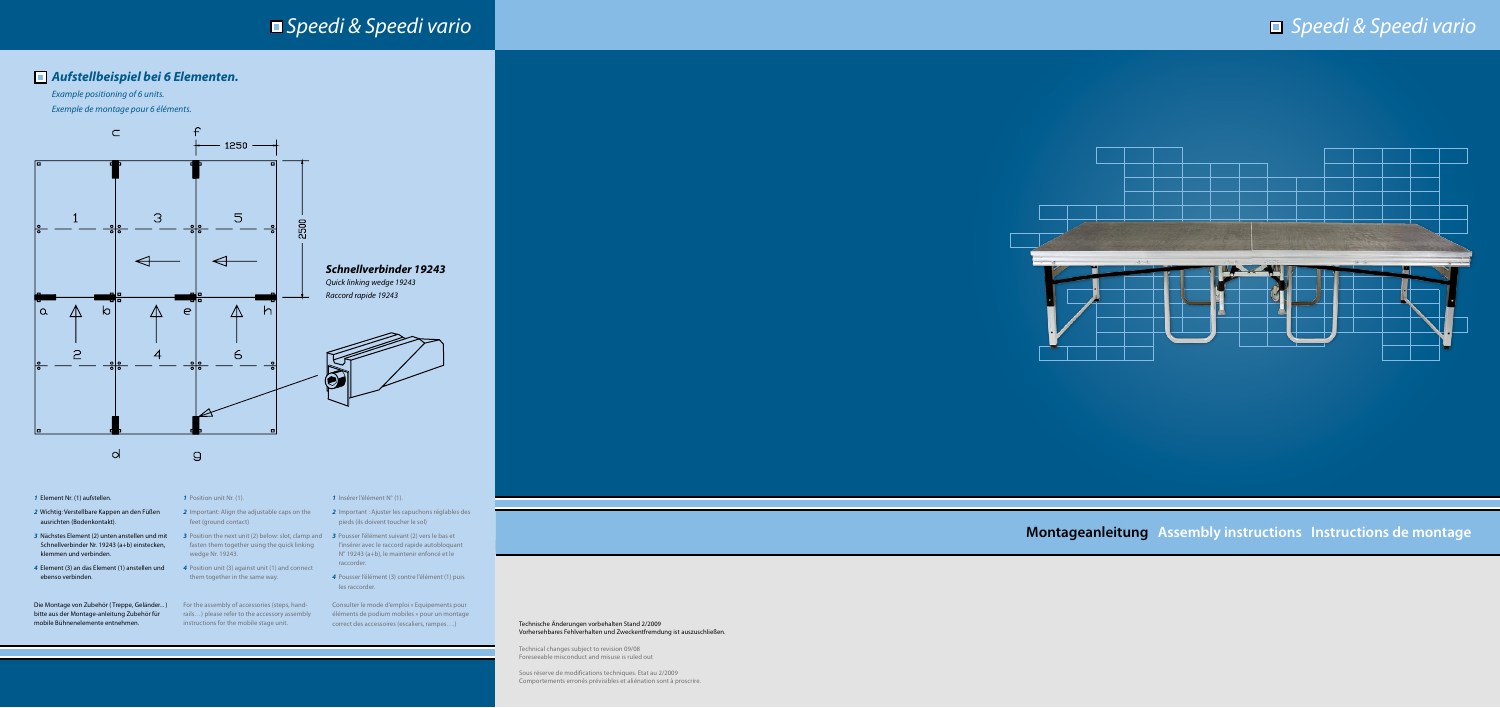# Speedi & Speedi vario

## Aufstellbeispiel bei 6 Elementen.

*Example positioning of 6 units.*

*Exemple de montage pour 6 éléments.*

**Schnellverbinder 19243**

*Quick linking wedge 19243*

*Raccord rapide 19243*

1. Element Nr. (1) aufstellen.
2. Wichtig: Verstellbare Kappen an den Füßen ausrichten (Bodenkontakt).
3. Nächstes Element (2) unten anstellen und mit Schnellverbinder Nr. 19243 (a+b) einstecken, klemmen und verbinden.
4. Element (3) an das Element (1) anstellen und ebenso verbinden.

Die Montage von Zubehör (Treppe, Geländer...) bitte aus der Montage-anleitung Zubehör für mobile Bühnenelemente entnehmen.

1. Position unit Nr. (1).
2. Important: Align the adjustable caps on the feet (ground contact)
3. Position the next unit (2) below: slot, clamp and fasten them together using the quick linking wedge Nr. 19243.
4. Position unit (3) against unit (1) and connect them together in the same way.

For the assembly of accessories (steps, handrails…) please refer to the accessory assembly instructions for the mobile stage unit.

1. Insérer l'élément N° (1).
2. Important : Ajuster les capuchons réglables des pieds (ils doivent toucher le sol)
3. Pousser l'élément suivant (2) vers le bas et l'insérer avec le raccord rapide autobloquant N° 19243 (a+b), le maintenir enfoncé et le raccorder.
4. Pousser l'élément (3) contre l'élément (1) puis les raccorder.

Consulter le mode d'emploi « Equipements pour éléments de podium mobiles » pour un montage correct des accessoires (escaliers, rampes. . .)

# Speedi & Speedi vario

**Montageanleitung Assembly instructions Instructions de montage**

Technische Änderungen vorbehalten Stand 2/2009
Vorhersehbares Fehlverhalten und Zweckentfremdung ist auszuschließen.

Technical changes subject to revision 09/08
Foreseeable misconduct and misuse is ruled out

Sous réserve de modifications techniques. Etat au 2/2009
Comportements erronés prévisibles et aliénation sont à proscrire.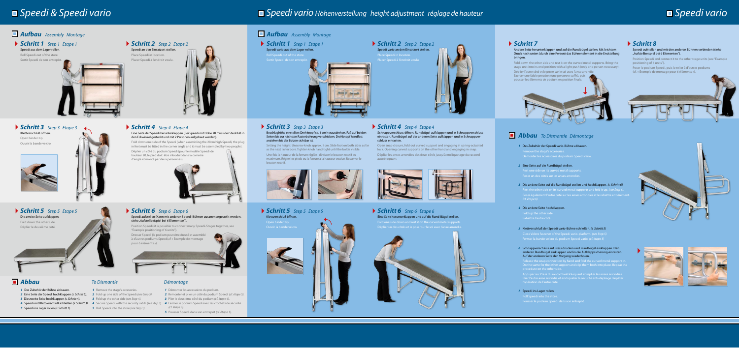# Speedi & Speedi vario

## Aufbau *Assembly Montage*

### Schritt 1 *Step 1 Etape 1*

Speedi aus dem Lager rollen.

Roll Speedi out of the store.

Sortir Speedi de son entrepôt.

### Schritt 2 *Step 2 Etape 2*

Speedi an den Einsatzort stellen.

Place Speedi in location.

Placer Speedi à l'endroit voulu.

### Schritt 3 *Step 3 Etape 3*

Klettverschluß öffnen.

Open binder zip.

Ouvrir la bande velcro.

### Schritt 4 *Step 4 Etape 4*

Eine Seite der Speedi herunterklappen (Bei Speedi mit Höhe 20 muss der Steckfuß in den Eckwinkel gesteckt und mit 2 Personen aufgebaut werden).

Fold down one side of the Speedi (when assembling the 20cm high Speedi, the plug in feet must be fitted in the corner angle and it must be assembled by two people).

Déplier un côté du podium Speedi (pour le modèle Speedi de hauteur 20, le pied doit être introduit dans la cornière d'angle et monté par deux personnes).

### Schritt 5 *Step 5 Etape 5*

Die zweite Seite aufklappen.

Fold down the other side.

Déplier le deuxième côté.

### Schritt 6 *Step 6 Etape 6*

Speedi aufstellen (Kann mit anderen Speedi-Bühnen zusammengestellt werden, siehe „Aufstellbeispiel bei 6 Elementen").

Position Speedi (it is possible to connect many Speedi-Stages together, see "Example positioning of 6 units").

Dresser Speedi (le podium peut être dressé et assemblé à d'autres podiums Speedi,cf « Exemple de montage pour 6 éléments »).

## Abbau

1. Das Zubehör der Bühne abbauen.
2. Eine Seite der Speedi hochklappen (s. *Schritt 5*).
3. Die zweite Seite hochklappen (s. *Schritt 4*).
4. Speedi mit Klettverschluß schließen (s. *Schritt 3*).
5. Speedi ins Lager rollen (s. *Schritt 1*).

### To Dismantle

1. Remove the stage's accesories.
2. Fold up one side of the Speedi *(see Step 5)*.
3. Fold up the other side *(see Step 4)*.
4. Secure Speedi with the security catch *(see Step 3)*.
5. Roll Speedi into the store *(see Step 1)*.

### Démontage

1. Démonter les accessoires du podium.
2. Remonter et plier un côté du podium Speedi *(cf. étape 5)*.
3. Plier le deuxième côté du podium *(cf. étape 4)*.
4. Fermer le podium Speedi avec les crochets de sécurité *(cf. étape 3)*.
5. Pousser Speedi dans son entrepôt *(cf. étape 1)*.

# Speedi vario *Höhenverstellung height adjustment réglage de hauteur*

## Aufbau *Assembly Montage*

### Schritt 1 *Step 1 Etape 1*

Speedi vario aus dem Lager rollen.

Roll Speedi out of the store.

Sortir Speedi de son entrepôt.

### Schritt 2 *Step 2 Etape 2*

Speedi vario an den Einsatzort stellen.

Place Speedi in location.

Placer Speedi à l'endroit voulu.

### Schritt 3 *Step 3 Etape 3*

Beschlaghöhe einstellen: Drehknopf ca. 1 cm herausdrehen. Fuß auf beiden Seiten bis zur nächsten Rasterbohrung verschieben. Drehknopf handfest anziehen bis der Bolzen sichtbar ist.

Setting the height: Unscrew knob approx. 1 cm. Slide foot on both sides as far as the next raster bore. Tighten knob hand-tight until the bolt is visible.

Une fois la hauteur de la ferrure réglée : dévisser le bouton rotatif au maximum. Régler les pieds ou la ferrure à la hauteur voulue. Resserrer le bouton rotatif.

### Schritt 4 *Step 4 Etape 4*

Schnappverschluss öffnen, Rundbügel aufklappen und in Schnappverschluss einrasten. Rundbügel auf der anderen Seite aufklappen und in Schnappverschluss einrasten.

Open snap closure, fold out curved support and engaging in spring-actuated lock. Opening curved supports on the other hand and engaging in snap.

Déplier les anses arrondies des deux côtés jusqu'à encliquetage du raccord autobloquant.

### Schritt 5 *Step 5 Etape 5*

Klettverschluß öffnen.

Open binder zip.

Ouvrir la bande velcro.

### Schritt 6 *Step 6 Etape 6*

Eine Seite herunterklappen und auf die Rund-Bügel stellen.

Fold one side down and rest it on the curved metal supports.

Déplier un des côtés et le poser sur le sol avec l'anse arrondie.

# Speedi vario

### Schritt 7

Andere Seite herunterklappen und auf die Rundbügel stellen. Mit leichtem Druck nach unten (durch eine Person) das Bühnenelement in die Endstellung bringen.

Fold down the other side and rest it on the curved metal supports. Bring the stage unit into its end position with a light push (only one person necessary).

Déplier l'autre côté et le poser sur le sol avec l'anse arrondie. Exercer une faible pression (une personne suffit), puis pousser les éléments de podium en position finale.

### Schritt 8

Speedi aufstellen und mit den anderen Bühnen verbinden (siehe „Aufstellbeispiel bei 6 Elementen").

Position Speedi and connect it to the other stage units (see "Example positioning of 6 units").

Poser le podium Speedi, puis le relier à d'autres podiums (cf. « Exemple de montage pour 6 éléments »).

## Abbau *To Dismantle Démontage*

1. Das Zubehör der Speedi vario-Bühne abbauen.
   Remove the stage's accesories.
   Démonter les accessoires du podium Speedi vario.
2. Eine Seite auf die Rundbügel stellen.
   Rest one side on its curved metal supports.
   Poser un des côtés sur les anses arrondies.
3. Die andere Seite auf die Rundbügel stellen und hochklappen. *(s. Schritt 6)*.
   Rest the other side on its curved metal supports and fold it up. *(see Step 6)*
   Poser également l'autre côté sur les anses arrondies et le rabattre entièrement. *(cf. étape 6)*
4. Die andere Seite hochklappen.
   Fold up the other side.
   Rabattre l'autre côté.
5. Klettverschluß der Speedi vario-Bühne schließen. *(s. Schritt 5)*
   Close Velcro fastener of the Speedi vario-platform. *(see Step 5)*
   Fermer la bande velcro du podium Speedi vario. *(cf. étape 5)*
6. Schnappverschluss auf Press drücken und Rundbügel einklappen. Den anderen Rundbügel einklappen und in die Aufklappsicherung einrasten. Auf der anderen Seite den Vorgang wiederholen.
   Release the snap connection by hand and fold the curved metal support in. Do the same for the other support and clip them both into place. Repeat the procedure on the other side.
   Appuyer sur Press du raccord autobloquant et replier les anses arrondies. Plier l'autre anse arrondie et encliqueter la sécurité anti-dépliage. Répéter l'opération de l'autre côté.
7. Speedi ins Lager rollen.
   Roll Speedi into the store.
   Pousser le podium Speedi dans son entrepôt.